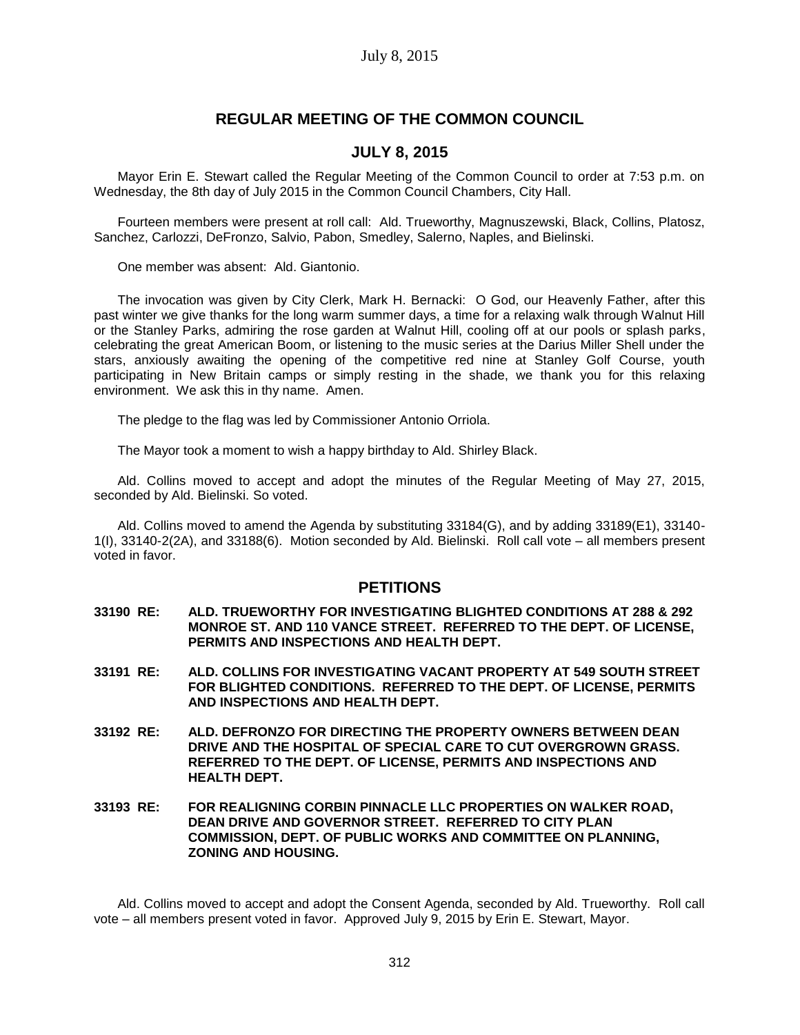## REGULAR MEETING OF THE COMMON COUNCIL

## JULY 8, 2015

Mayor Erin E. Stewart called the Regular Meeting of the Common Council to order at 7:53 p.m. on Wednesday, the 8th day of July 2015 in the Common Council Chambers, City Hall.

Fourteen members were present at roll call: Ald. Trueworthy, Magnuszewski, Black, Collins, Platosz, Sanchez, Carlozzi, DeFronzo, Salvio, Pabon, Smedley, Salerno, Naples, and Bielinski.

One member was absent: Ald. Giantonio.

The invocation was given by City Clerk, Mark H. Bernacki: O God, our Heavenly Father, after this past winter we give thanks for the long warm summer days, a time for a relaxing walk through Walnut Hill or the Stanley Parks, admiring the rose garden at Walnut Hill, cooling off at our pools or splash parks, celebrating the great American Boom, or listening to the music series at the Darius Miller Shell under the stars, anxiously awaiting the opening of the competitive red nine at Stanley Golf Course, youth participating in New Britain camps or simply resting in the shade, we thank you for this relaxing environment. We ask this in thy name. Amen.

The pledge to the flag was led by Commissioner Antonio Orriola.

The Mayor took a moment to wish a happy birthday to Ald. Shirley Black.

Ald. Collins moved to accept and adopt the minutes of the Regular Meeting of May 27, 2015, seconded by Ald. Bielinski. So voted.

Ald. Collins moved to amend the Agenda by substituting 33184(G), and by adding 33189(E1), 33140-1(I), 33140-2(2A), and 33188(6). Motion seconded by Ald. Bielinski. Roll call vote – all members present voted in favor.

## PETITIONS

**33190 RE: ALD. TRUEWORTHY FOR INVESTIGATING BLIGHTED CONDITIONS AT 288 & 292 MONROE ST. AND 110 VANCE STREET. REFERRED TO THE DEPT. OF LICENSE, PERMITS AND INSPECTIONS AND HEALTH DEPT.**

**33191 RE: ALD. COLLINS FOR INVESTIGATING VACANT PROPERTY AT 549 SOUTH STREET FOR BLIGHTED CONDITIONS. REFERRED TO THE DEPT. OF LICENSE, PERMITS AND INSPECTIONS AND HEALTH DEPT.**

**33192 RE: ALD. DEFRONZO FOR DIRECTING THE PROPERTY OWNERS BETWEEN DEAN DRIVE AND THE HOSPITAL OF SPECIAL CARE TO CUT OVERGROWN GRASS. REFERRED TO THE DEPT. OF LICENSE, PERMITS AND INSPECTIONS AND HEALTH DEPT.**

**33193 RE: FOR REALIGNING CORBIN PINNACLE LLC PROPERTIES ON WALKER ROAD, DEAN DRIVE AND GOVERNOR STREET. REFERRED TO CITY PLAN COMMISSION, DEPT. OF PUBLIC WORKS AND COMMITTEE ON PLANNING, ZONING AND HOUSING.**

Ald. Collins moved to accept and adopt the Consent Agenda, seconded by Ald. Trueworthy. Roll call vote – all members present voted in favor. Approved July 9, 2015 by Erin E. Stewart, Mayor.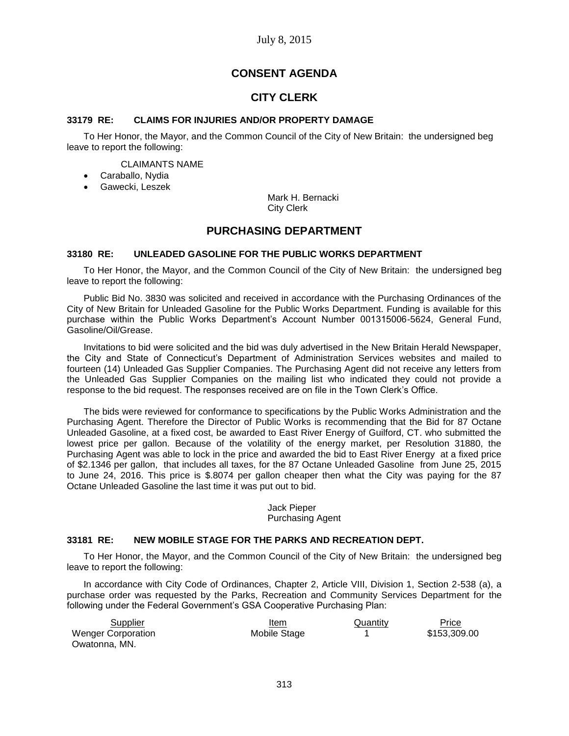July 8, 2015

# CONSENT AGENDA

## CITY CLERK

### 33179 RE: CLAIMS FOR INJURIES AND/OR PROPERTY DAMAGE

To Her Honor, the Mayor, and the Common Council of the City of New Britain: the undersigned beg leave to report the following:

CLAIMANTS NAME

- Caraballo, Nydia
- Gawecki, Leszek

Mark H. Bernacki
City Clerk

## PURCHASING DEPARTMENT

### 33180 RE: UNLEADED GASOLINE FOR THE PUBLIC WORKS DEPARTMENT

To Her Honor, the Mayor, and the Common Council of the City of New Britain: the undersigned beg leave to report the following:

Public Bid No. 3830 was solicited and received in accordance with the Purchasing Ordinances of the City of New Britain for Unleaded Gasoline for the Public Works Department. Funding is available for this purchase within the Public Works Department's Account Number 001315006-5624, General Fund, Gasoline/Oil/Grease.

Invitations to bid were solicited and the bid was duly advertised in the New Britain Herald Newspaper, the City and State of Connecticut's Department of Administration Services websites and mailed to fourteen (14) Unleaded Gas Supplier Companies. The Purchasing Agent did not receive any letters from the Unleaded Gas Supplier Companies on the mailing list who indicated they could not provide a response to the bid request. The responses received are on file in the Town Clerk's Office.

The bids were reviewed for conformance to specifications by the Public Works Administration and the Purchasing Agent. Therefore the Director of Public Works is recommending that the Bid for 87 Octane Unleaded Gasoline, at a fixed cost, be awarded to East River Energy of Guilford, CT. who submitted the lowest price per gallon. Because of the volatility of the energy market, per Resolution 31880, the Purchasing Agent was able to lock in the price and awarded the bid to East River Energy at a fixed price of $2.1346 per gallon, that includes all taxes, for the 87 Octane Unleaded Gasoline from June 25, 2015 to June 24, 2016. This price is $.8074 per gallon cheaper then what the City was paying for the 87 Octane Unleaded Gasoline the last time it was put out to bid.

Jack Pieper
Purchasing Agent

### 33181 RE: NEW MOBILE STAGE FOR THE PARKS AND RECREATION DEPT.

To Her Honor, the Mayor, and the Common Council of the City of New Britain: the undersigned beg leave to report the following:

In accordance with City Code of Ordinances, Chapter 2, Article VIII, Division 1, Section 2-538 (a), a purchase order was requested by the Parks, Recreation and Community Services Department for the following under the Federal Government's GSA Cooperative Purchasing Plan:

| Supplier | Item | Quantity | Price |
|---|---|---|---|
| Wenger Corporation<br>Owatonna, MN. | Mobile Stage | 1 | $153,309.00 |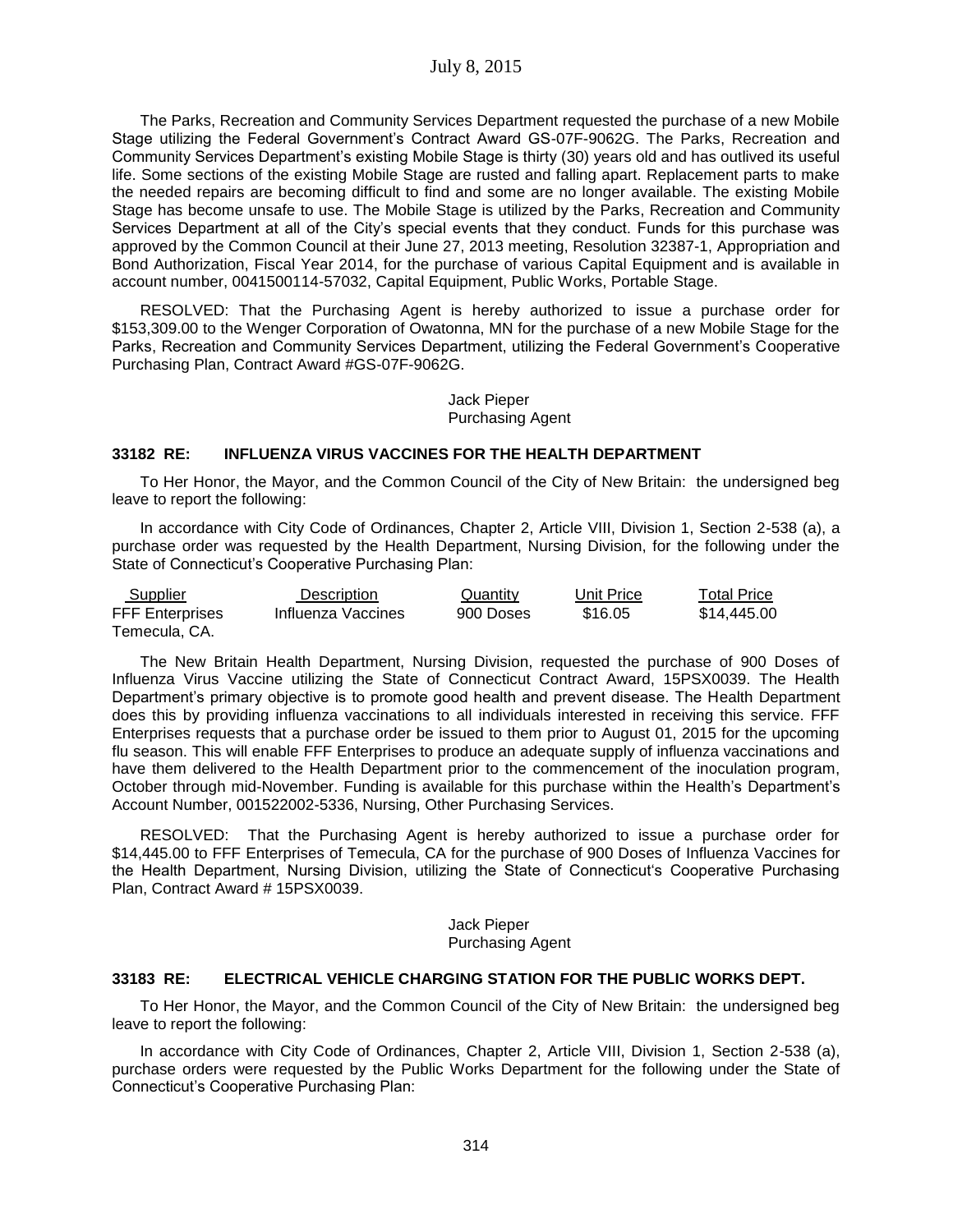The Parks, Recreation and Community Services Department requested the purchase of a new Mobile Stage utilizing the Federal Government's Contract Award GS-07F-9062G. The Parks, Recreation and Community Services Department's existing Mobile Stage is thirty (30) years old and has outlived its useful life. Some sections of the existing Mobile Stage are rusted and falling apart. Replacement parts to make the needed repairs are becoming difficult to find and some are no longer available. The existing Mobile Stage has become unsafe to use. The Mobile Stage is utilized by the Parks, Recreation and Community Services Department at all of the City's special events that they conduct. Funds for this purchase was approved by the Common Council at their June 27, 2013 meeting, Resolution 32387-1, Appropriation and Bond Authorization, Fiscal Year 2014, for the purchase of various Capital Equipment and is available in account number, 0041500114-57032, Capital Equipment, Public Works, Portable Stage.

RESOLVED: That the Purchasing Agent is hereby authorized to issue a purchase order for $153,309.00 to the Wenger Corporation of Owatonna, MN for the purchase of a new Mobile Stage for the Parks, Recreation and Community Services Department, utilizing the Federal Government's Cooperative Purchasing Plan, Contract Award #GS-07F-9062G.

Jack Pieper
Purchasing Agent

### 33182 RE: INFLUENZA VIRUS VACCINES FOR THE HEALTH DEPARTMENT

To Her Honor, the Mayor, and the Common Council of the City of New Britain: the undersigned beg leave to report the following:

In accordance with City Code of Ordinances, Chapter 2, Article VIII, Division 1, Section 2-538 (a), a purchase order was requested by the Health Department, Nursing Division, for the following under the State of Connecticut's Cooperative Purchasing Plan:

| Supplier | Description | Quantity | Unit Price | Total Price |
|---|---|---|---|---|
| FFF Enterprises Temecula, CA. | Influenza Vaccines | 900 Doses | $16.05 | $14,445.00 |

The New Britain Health Department, Nursing Division, requested the purchase of 900 Doses of Influenza Virus Vaccine utilizing the State of Connecticut Contract Award, 15PSX0039. The Health Department's primary objective is to promote good health and prevent disease. The Health Department does this by providing influenza vaccinations to all individuals interested in receiving this service. FFF Enterprises requests that a purchase order be issued to them prior to August 01, 2015 for the upcoming flu season. This will enable FFF Enterprises to produce an adequate supply of influenza vaccinations and have them delivered to the Health Department prior to the commencement of the inoculation program, October through mid-November. Funding is available for this purchase within the Health's Department's Account Number, 001522002-5336, Nursing, Other Purchasing Services.

RESOLVED: That the Purchasing Agent is hereby authorized to issue a purchase order for $14,445.00 to FFF Enterprises of Temecula, CA for the purchase of 900 Doses of Influenza Vaccines for the Health Department, Nursing Division, utilizing the State of Connecticut's Cooperative Purchasing Plan, Contract Award # 15PSX0039.

Jack Pieper
Purchasing Agent

### 33183 RE: ELECTRICAL VEHICLE CHARGING STATION FOR THE PUBLIC WORKS DEPT.

To Her Honor, the Mayor, and the Common Council of the City of New Britain: the undersigned beg leave to report the following:

In accordance with City Code of Ordinances, Chapter 2, Article VIII, Division 1, Section 2-538 (a), purchase orders were requested by the Public Works Department for the following under the State of Connecticut's Cooperative Purchasing Plan: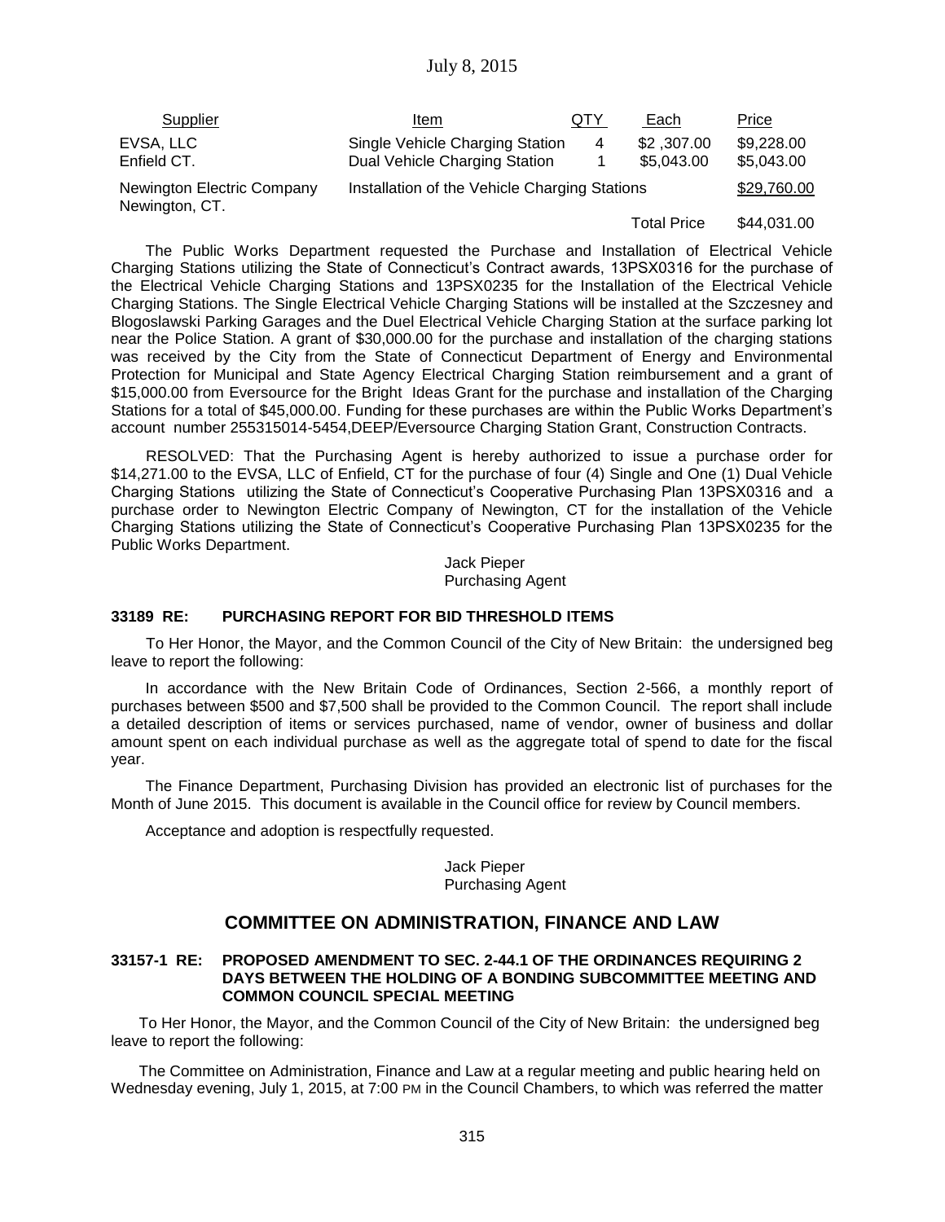| Supplier | Item | QTY | Each | Price |
|---|---|---|---|---|
| EVSA, LLC<br>Enfield CT. | Single Vehicle Charging Station<br>Dual Vehicle Charging Station | 4<br>1 | \$2 ,307.00<br>\$5,043.00 | \$9,228.00<br>\$5,043.00 |
| Newington Electric Company<br>Newington, CT. | Installation of the Vehicle Charging Stations | | | \$29,760.00 |
| | | | Total Price | \$44,031.00 |

The Public Works Department requested the Purchase and Installation of Electrical Vehicle Charging Stations utilizing the State of Connecticut's Contract awards, 13PSX0316 for the purchase of the Electrical Vehicle Charging Stations and 13PSX0235 for the Installation of the Electrical Vehicle Charging Stations. The Single Electrical Vehicle Charging Stations will be installed at the Szczesney and Blogoslawski Parking Garages and the Duel Electrical Vehicle Charging Station at the surface parking lot near the Police Station. A grant of \$30,000.00 for the purchase and installation of the charging stations was received by the City from the State of Connecticut Department of Energy and Environmental Protection for Municipal and State Agency Electrical Charging Station reimbursement and a grant of \$15,000.00 from Eversource for the Bright Ideas Grant for the purchase and installation of the Charging Stations for a total of \$45,000.00. Funding for these purchases are within the Public Works Department's account number 255315014-5454,DEEP/Eversource Charging Station Grant, Construction Contracts.

RESOLVED: That the Purchasing Agent is hereby authorized to issue a purchase order for \$14,271.00 to the EVSA, LLC of Enfield, CT for the purchase of four (4) Single and One (1) Dual Vehicle Charging Stations utilizing the State of Connecticut's Cooperative Purchasing Plan 13PSX0316 and a purchase order to Newington Electric Company of Newington, CT for the installation of the Vehicle Charging Stations utilizing the State of Connecticut's Cooperative Purchasing Plan 13PSX0235 for the Public Works Department.

Jack Pieper
Purchasing Agent

**33189 RE: PURCHASING REPORT FOR BID THRESHOLD ITEMS**

To Her Honor, the Mayor, and the Common Council of the City of New Britain: the undersigned beg leave to report the following:

In accordance with the New Britain Code of Ordinances, Section 2-566, a monthly report of purchases between \$500 and \$7,500 shall be provided to the Common Council. The report shall include a detailed description of items or services purchased, name of vendor, owner of business and dollar amount spent on each individual purchase as well as the aggregate total of spend to date for the fiscal year.

The Finance Department, Purchasing Division has provided an electronic list of purchases for the Month of June 2015. This document is available in the Council office for review by Council members.

Acceptance and adoption is respectfully requested.

Jack Pieper
Purchasing Agent

## COMMITTEE ON ADMINISTRATION, FINANCE AND LAW

**33157-1 RE: PROPOSED AMENDMENT TO SEC. 2-44.1 OF THE ORDINANCES REQUIRING 2 DAYS BETWEEN THE HOLDING OF A BONDING SUBCOMMITTEE MEETING AND COMMON COUNCIL SPECIAL MEETING**

To Her Honor, the Mayor, and the Common Council of the City of New Britain: the undersigned beg leave to report the following:

The Committee on Administration, Finance and Law at a regular meeting and public hearing held on Wednesday evening, July 1, 2015, at 7:00 PM in the Council Chambers, to which was referred the matter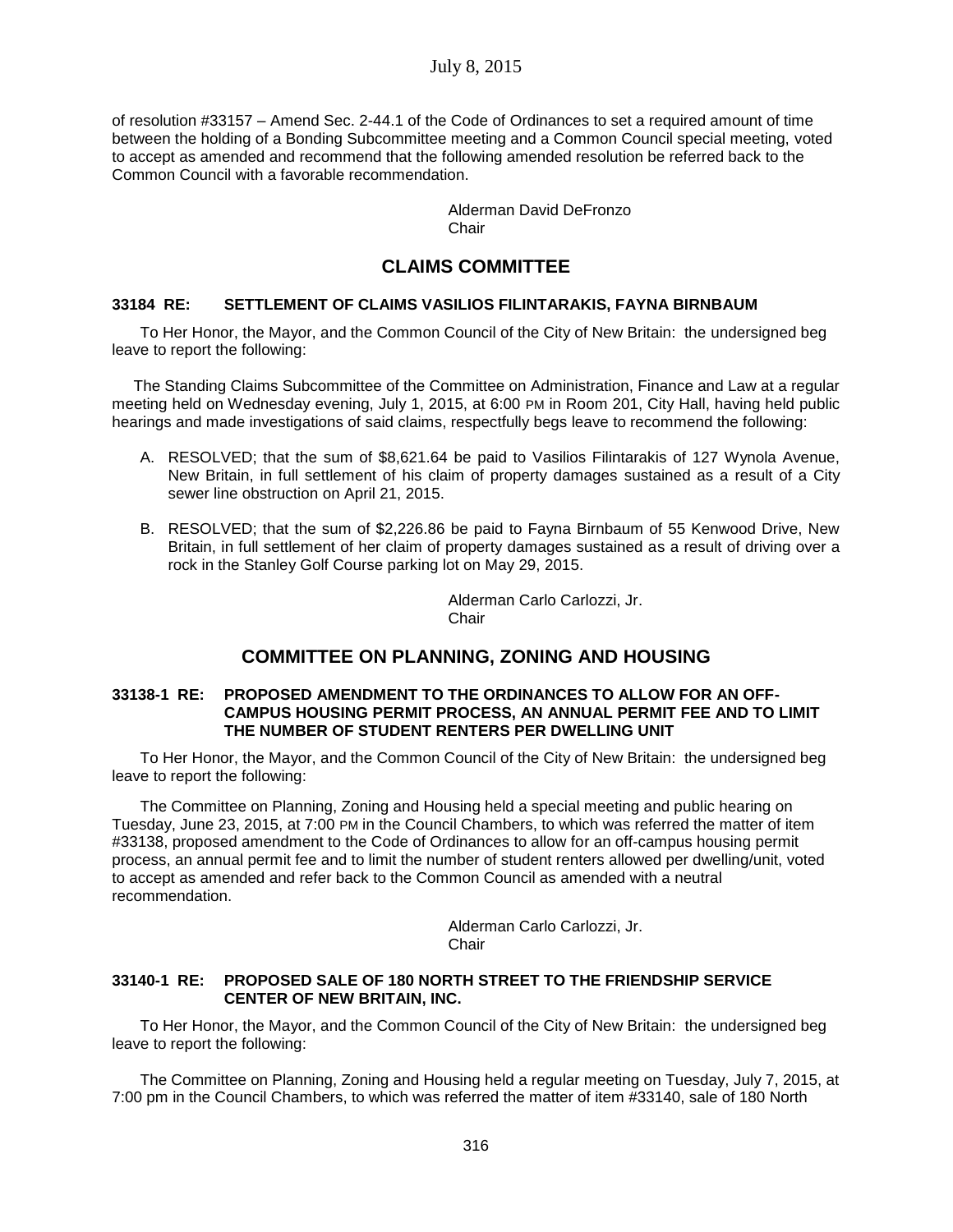of resolution #33157 – Amend Sec. 2-44.1 of the Code of Ordinances to set a required amount of time between the holding of a Bonding Subcommittee meeting and a Common Council special meeting, voted to accept as amended and recommend that the following amended resolution be referred back to the Common Council with a favorable recommendation.

Alderman David DeFronzo
Chair

## CLAIMS COMMITTEE

### 33184 RE: SETTLEMENT OF CLAIMS VASILIOS FILINTARAKIS, FAYNA BIRNBAUM

To Her Honor, the Mayor, and the Common Council of the City of New Britain: the undersigned beg leave to report the following:

The Standing Claims Subcommittee of the Committee on Administration, Finance and Law at a regular meeting held on Wednesday evening, July 1, 2015, at 6:00 PM in Room 201, City Hall, having held public hearings and made investigations of said claims, respectfully begs leave to recommend the following:

A. RESOLVED; that the sum of $8,621.64 be paid to Vasilios Filintarakis of 127 Wynola Avenue, New Britain, in full settlement of his claim of property damages sustained as a result of a City sewer line obstruction on April 21, 2015.

B. RESOLVED; that the sum of $2,226.86 be paid to Fayna Birnbaum of 55 Kenwood Drive, New Britain, in full settlement of her claim of property damages sustained as a result of driving over a rock in the Stanley Golf Course parking lot on May 29, 2015.

Alderman Carlo Carlozzi, Jr.
Chair

## COMMITTEE ON PLANNING, ZONING AND HOUSING

### 33138-1 RE: PROPOSED AMENDMENT TO THE ORDINANCES TO ALLOW FOR AN OFF-CAMPUS HOUSING PERMIT PROCESS, AN ANNUAL PERMIT FEE AND TO LIMIT THE NUMBER OF STUDENT RENTERS PER DWELLING UNIT

To Her Honor, the Mayor, and the Common Council of the City of New Britain: the undersigned beg leave to report the following:

The Committee on Planning, Zoning and Housing held a special meeting and public hearing on Tuesday, June 23, 2015, at 7:00 PM in the Council Chambers, to which was referred the matter of item #33138, proposed amendment to the Code of Ordinances to allow for an off-campus housing permit process, an annual permit fee and to limit the number of student renters allowed per dwelling/unit, voted to accept as amended and refer back to the Common Council as amended with a neutral recommendation.

Alderman Carlo Carlozzi, Jr.
Chair

### 33140-1 RE: PROPOSED SALE OF 180 NORTH STREET TO THE FRIENDSHIP SERVICE CENTER OF NEW BRITAIN, INC.

To Her Honor, the Mayor, and the Common Council of the City of New Britain: the undersigned beg leave to report the following:

The Committee on Planning, Zoning and Housing held a regular meeting on Tuesday, July 7, 2015, at 7:00 pm in the Council Chambers, to which was referred the matter of item #33140, sale of 180 North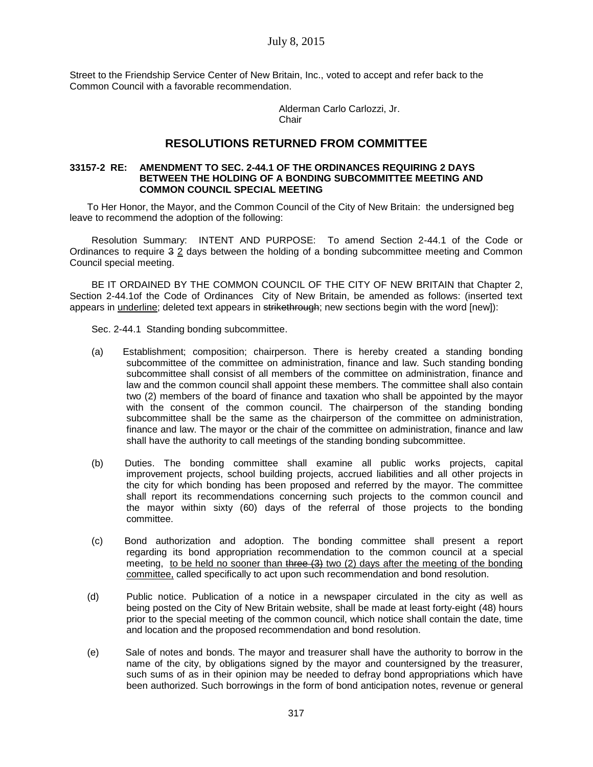Street to the Friendship Service Center of New Britain, Inc., voted to accept and refer back to the Common Council with a favorable recommendation.

Alderman Carlo Carlozzi, Jr.
Chair

## RESOLUTIONS RETURNED FROM COMMITTEE

**33157-2 RE: AMENDMENT TO SEC. 2-44.1 OF THE ORDINANCES REQUIRING 2 DAYS BETWEEN THE HOLDING OF A BONDING SUBCOMMITTEE MEETING AND COMMON COUNCIL SPECIAL MEETING**

To Her Honor, the Mayor, and the Common Council of the City of New Britain: the undersigned beg leave to recommend the adoption of the following:

Resolution Summary: INTENT AND PURPOSE: To amend Section 2-44.1 of the Code or Ordinances to require ~~3~~ <u>2</u> days between the holding of a bonding subcommittee meeting and Common Council special meeting.

BE IT ORDAINED BY THE COMMON COUNCIL OF THE CITY OF NEW BRITAIN that Chapter 2, Section 2-44.1of the Code of Ordinances City of New Britain, be amended as follows: (inserted text appears in <u>underline</u>; deleted text appears in ~~strikethrough~~; new sections begin with the word [new]):

Sec. 2-44.1 Standing bonding subcommittee.

(a) Establishment; composition; chairperson. There is hereby created a standing bonding subcommittee of the committee on administration, finance and law. Such standing bonding subcommittee shall consist of all members of the committee on administration, finance and law and the common council shall appoint these members. The committee shall also contain two (2) members of the board of finance and taxation who shall be appointed by the mayor with the consent of the common council. The chairperson of the standing bonding subcommittee shall be the same as the chairperson of the committee on administration, finance and law. The mayor or the chair of the committee on administration, finance and law shall have the authority to call meetings of the standing bonding subcommittee.

(b) Duties. The bonding committee shall examine all public works projects, capital improvement projects, school building projects, accrued liabilities and all other projects in the city for which bonding has been proposed and referred by the mayor. The committee shall report its recommendations concerning such projects to the common council and the mayor within sixty (60) days of the referral of those projects to the bonding committee.

(c) Bond authorization and adoption. The bonding committee shall present a report regarding its bond appropriation recommendation to the common council at a special meeting, <u>to be held no sooner than</u> ~~<u>three (3)</u>~~ <u>two (2) days after the meeting of the bonding committee,</u> called specifically to act upon such recommendation and bond resolution.

(d) Public notice. Publication of a notice in a newspaper circulated in the city as well as being posted on the City of New Britain website, shall be made at least forty-eight (48) hours prior to the special meeting of the common council, which notice shall contain the date, time and location and the proposed recommendation and bond resolution.

(e) Sale of notes and bonds. The mayor and treasurer shall have the authority to borrow in the name of the city, by obligations signed by the mayor and countersigned by the treasurer, such sums of as in their opinion may be needed to defray bond appropriations which have been authorized. Such borrowings in the form of bond anticipation notes, revenue or general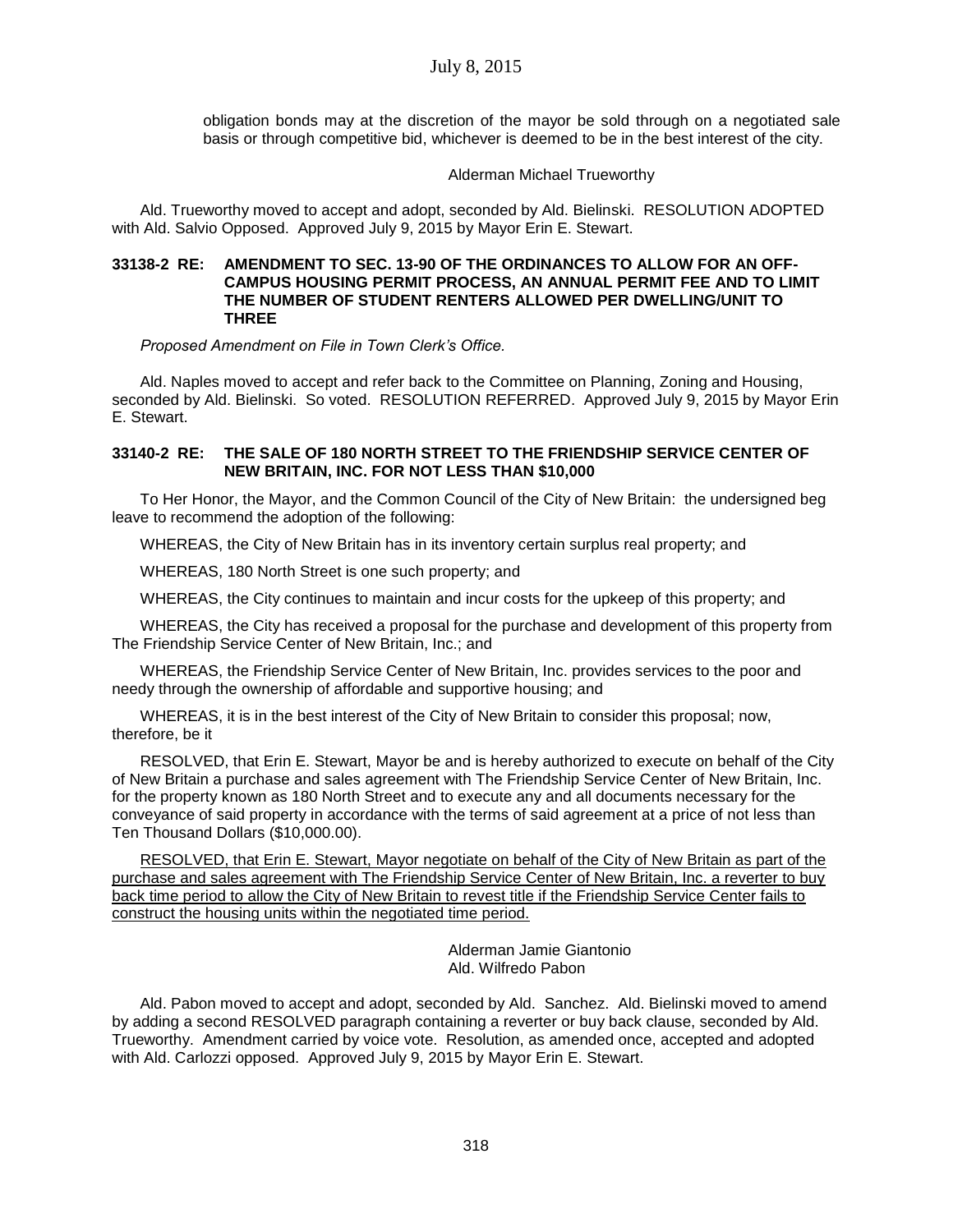obligation bonds may at the discretion of the mayor be sold through on a negotiated sale basis or through competitive bid, whichever is deemed to be in the best interest of the city.

Alderman Michael Trueworthy

Ald. Trueworthy moved to accept and adopt, seconded by Ald. Bielinski. RESOLUTION ADOPTED with Ald. Salvio Opposed. Approved July 9, 2015 by Mayor Erin E. Stewart.

**33138-2 RE: AMENDMENT TO SEC. 13-90 OF THE ORDINANCES TO ALLOW FOR AN OFF-CAMPUS HOUSING PERMIT PROCESS, AN ANNUAL PERMIT FEE AND TO LIMIT THE NUMBER OF STUDENT RENTERS ALLOWED PER DWELLING/UNIT TO THREE**

*Proposed Amendment on File in Town Clerk's Office.*

Ald. Naples moved to accept and refer back to the Committee on Planning, Zoning and Housing, seconded by Ald. Bielinski. So voted. RESOLUTION REFERRED. Approved July 9, 2015 by Mayor Erin E. Stewart.

**33140-2 RE: THE SALE OF 180 NORTH STREET TO THE FRIENDSHIP SERVICE CENTER OF NEW BRITAIN, INC. FOR NOT LESS THAN $10,000**

To Her Honor, the Mayor, and the Common Council of the City of New Britain: the undersigned beg leave to recommend the adoption of the following:

WHEREAS, the City of New Britain has in its inventory certain surplus real property; and

WHEREAS, 180 North Street is one such property; and

WHEREAS, the City continues to maintain and incur costs for the upkeep of this property; and

WHEREAS, the City has received a proposal for the purchase and development of this property from The Friendship Service Center of New Britain, Inc.; and

WHEREAS, the Friendship Service Center of New Britain, Inc. provides services to the poor and needy through the ownership of affordable and supportive housing; and

WHEREAS, it is in the best interest of the City of New Britain to consider this proposal; now, therefore, be it

RESOLVED, that Erin E. Stewart, Mayor be and is hereby authorized to execute on behalf of the City of New Britain a purchase and sales agreement with The Friendship Service Center of New Britain, Inc. for the property known as 180 North Street and to execute any and all documents necessary for the conveyance of said property in accordance with the terms of said agreement at a price of not less than Ten Thousand Dollars ($10,000.00).

<u>RESOLVED, that Erin E. Stewart, Mayor negotiate on behalf of the City of New Britain as part of the purchase and sales agreement with The Friendship Service Center of New Britain, Inc. a reverter to buy back time period to allow the City of New Britain to revest title if the Friendship Service Center fails to construct the housing units within the negotiated time period.</u>

Alderman Jamie Giantonio
Ald. Wilfredo Pabon

Ald. Pabon moved to accept and adopt, seconded by Ald. Sanchez. Ald. Bielinski moved to amend by adding a second RESOLVED paragraph containing a reverter or buy back clause, seconded by Ald. Trueworthy. Amendment carried by voice vote. Resolution, as amended once, accepted and adopted with Ald. Carlozzi opposed. Approved July 9, 2015 by Mayor Erin E. Stewart.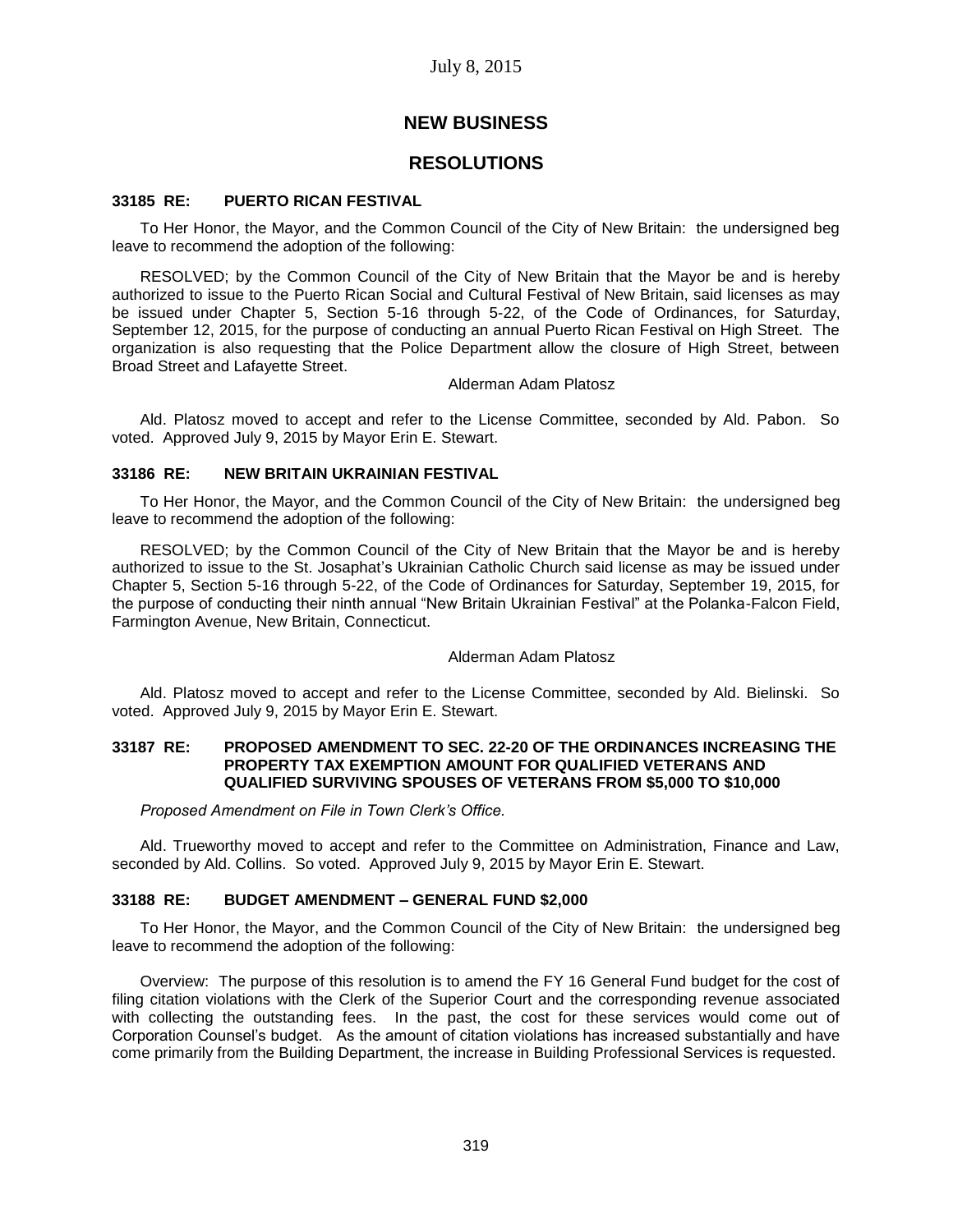# NEW BUSINESS

## RESOLUTIONS

### 33185 RE: PUERTO RICAN FESTIVAL

To Her Honor, the Mayor, and the Common Council of the City of New Britain: the undersigned beg leave to recommend the adoption of the following:

RESOLVED; by the Common Council of the City of New Britain that the Mayor be and is hereby authorized to issue to the Puerto Rican Social and Cultural Festival of New Britain, said licenses as may be issued under Chapter 5, Section 5-16 through 5-22, of the Code of Ordinances, for Saturday, September 12, 2015, for the purpose of conducting an annual Puerto Rican Festival on High Street. The organization is also requesting that the Police Department allow the closure of High Street, between Broad Street and Lafayette Street.

Alderman Adam Platosz

Ald. Platosz moved to accept and refer to the License Committee, seconded by Ald. Pabon. So voted. Approved July 9, 2015 by Mayor Erin E. Stewart.

### 33186 RE: NEW BRITAIN UKRAINIAN FESTIVAL

To Her Honor, the Mayor, and the Common Council of the City of New Britain: the undersigned beg leave to recommend the adoption of the following:

RESOLVED; by the Common Council of the City of New Britain that the Mayor be and is hereby authorized to issue to the St. Josaphat's Ukrainian Catholic Church said license as may be issued under Chapter 5, Section 5-16 through 5-22, of the Code of Ordinances for Saturday, September 19, 2015, for the purpose of conducting their ninth annual "New Britain Ukrainian Festival" at the Polanka-Falcon Field, Farmington Avenue, New Britain, Connecticut.

Alderman Adam Platosz

Ald. Platosz moved to accept and refer to the License Committee, seconded by Ald. Bielinski. So voted. Approved July 9, 2015 by Mayor Erin E. Stewart.

### 33187 RE: PROPOSED AMENDMENT TO SEC. 22-20 OF THE ORDINANCES INCREASING THE PROPERTY TAX EXEMPTION AMOUNT FOR QUALIFIED VETERANS AND QUALIFIED SURVIVING SPOUSES OF VETERANS FROM $5,000 TO $10,000

*Proposed Amendment on File in Town Clerk's Office.*

Ald. Trueworthy moved to accept and refer to the Committee on Administration, Finance and Law, seconded by Ald. Collins. So voted. Approved July 9, 2015 by Mayor Erin E. Stewart.

### 33188 RE: BUDGET AMENDMENT – GENERAL FUND $2,000

To Her Honor, the Mayor, and the Common Council of the City of New Britain: the undersigned beg leave to recommend the adoption of the following:

Overview: The purpose of this resolution is to amend the FY 16 General Fund budget for the cost of filing citation violations with the Clerk of the Superior Court and the corresponding revenue associated with collecting the outstanding fees. In the past, the cost for these services would come out of Corporation Counsel's budget. As the amount of citation violations has increased substantially and have come primarily from the Building Department, the increase in Building Professional Services is requested.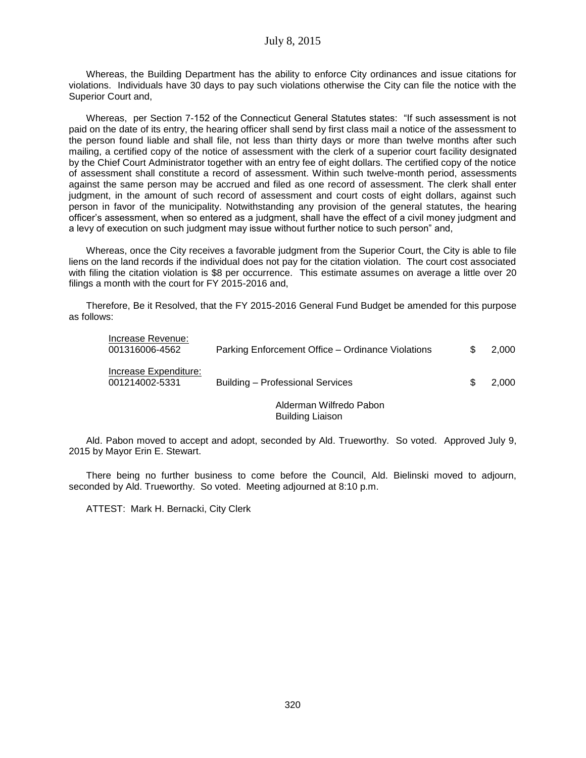Whereas, the Building Department has the ability to enforce City ordinances and issue citations for violations. Individuals have 30 days to pay such violations otherwise the City can file the notice with the Superior Court and,

Whereas, per Section 7-152 of the Connecticut General Statutes states: "If such assessment is not paid on the date of its entry, the hearing officer shall send by first class mail a notice of the assessment to the person found liable and shall file, not less than thirty days or more than twelve months after such mailing, a certified copy of the notice of assessment with the clerk of a superior court facility designated by the Chief Court Administrator together with an entry fee of eight dollars. The certified copy of the notice of assessment shall constitute a record of assessment. Within such twelve-month period, assessments against the same person may be accrued and filed as one record of assessment. The clerk shall enter judgment, in the amount of such record of assessment and court costs of eight dollars, against such person in favor of the municipality. Notwithstanding any provision of the general statutes, the hearing officer's assessment, when so entered as a judgment, shall have the effect of a civil money judgment and a levy of execution on such judgment may issue without further notice to such person" and,

Whereas, once the City receives a favorable judgment from the Superior Court, the City is able to file liens on the land records if the individual does not pay for the citation violation. The court cost associated with filing the citation violation is $8 per occurrence. This estimate assumes on average a little over 20 filings a month with the court for FY 2015-2016 and,

Therefore, Be it Resolved, that the FY 2015-2016 General Fund Budget be amended for this purpose as follows:

| | | |
|---|---|---|
| Increase Revenue: | | |
| 001316006-4562 | Parking Enforcement Office – Ordinance Violations | $ 2,000 |
| Increase Expenditure: | | |
| 001214002-5331 | Building – Professional Services | $ 2,000 |

Alderman Wilfredo Pabon
Building Liaison

Ald. Pabon moved to accept and adopt, seconded by Ald. Trueworthy. So voted. Approved July 9, 2015 by Mayor Erin E. Stewart.

There being no further business to come before the Council, Ald. Bielinski moved to adjourn, seconded by Ald. Trueworthy. So voted. Meeting adjourned at 8:10 p.m.

ATTEST: Mark H. Bernacki, City Clerk